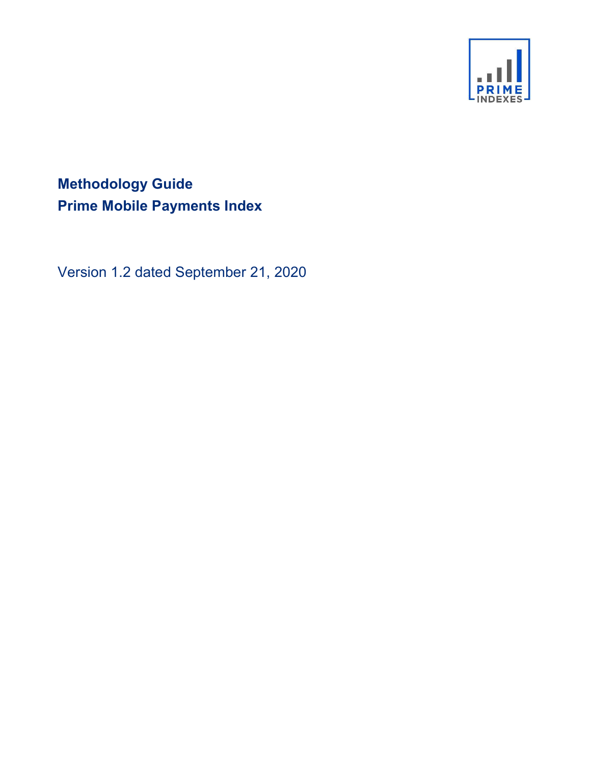# Methodology Guide
# Prime Mobile Payments Index

Version 1.2 dated September 21, 2020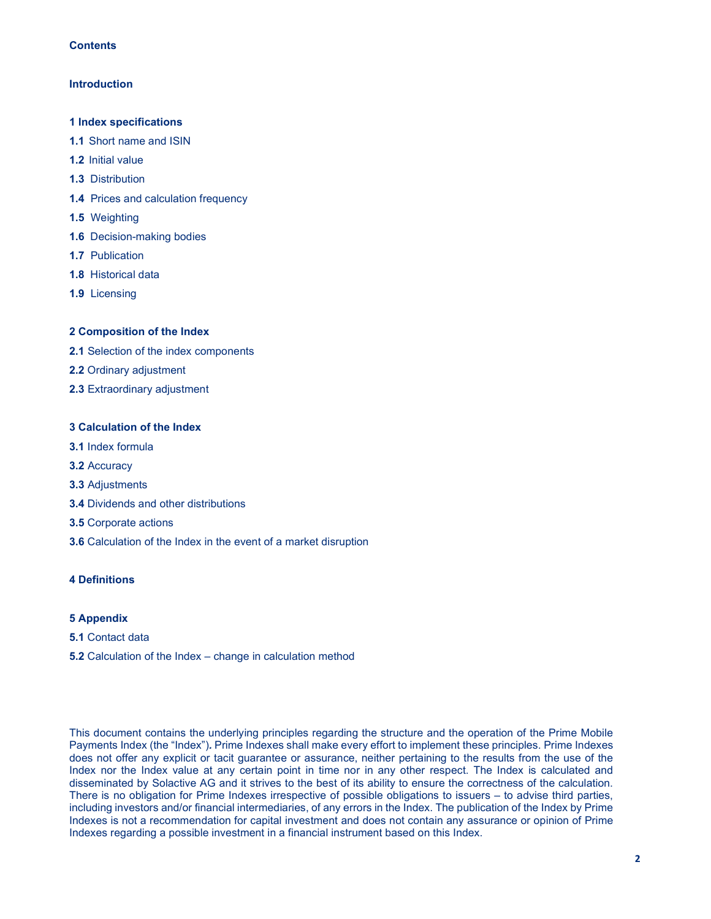**Contents**

**Introduction**

**1 Index specifications**

**1.1** Short name and ISIN

**1.2** Initial value

**1.3** Distribution

**1.4** Prices and calculation frequency

**1.5** Weighting

**1.6** Decision-making bodies

**1.7** Publication

**1.8** Historical data

**1.9** Licensing

**2 Composition of the Index**

**2.1** Selection of the index components

**2.2** Ordinary adjustment

**2.3** Extraordinary adjustment

**3 Calculation of the Index**

**3.1** Index formula

**3.2** Accuracy

**3.3** Adjustments

**3.4** Dividends and other distributions

**3.5** Corporate actions

**3.6** Calculation of the Index in the event of a market disruption

**4 Definitions**

**5 Appendix**

**5.1** Contact data

**5.2** Calculation of the Index – change in calculation method

This document contains the underlying principles regarding the structure and the operation of the Prime Mobile Payments Index (the "Index"). Prime Indexes shall make every effort to implement these principles. Prime Indexes does not offer any explicit or tacit guarantee or assurance, neither pertaining to the results from the use of the Index nor the Index value at any certain point in time nor in any other respect. The Index is calculated and disseminated by Solactive AG and it strives to the best of its ability to ensure the correctness of the calculation. There is no obligation for Prime Indexes irrespective of possible obligations to issuers – to advise third parties, including investors and/or financial intermediaries, of any errors in the Index. The publication of the Index by Prime Indexes is not a recommendation for capital investment and does not contain any assurance or opinion of Prime Indexes regarding a possible investment in a financial instrument based on this Index.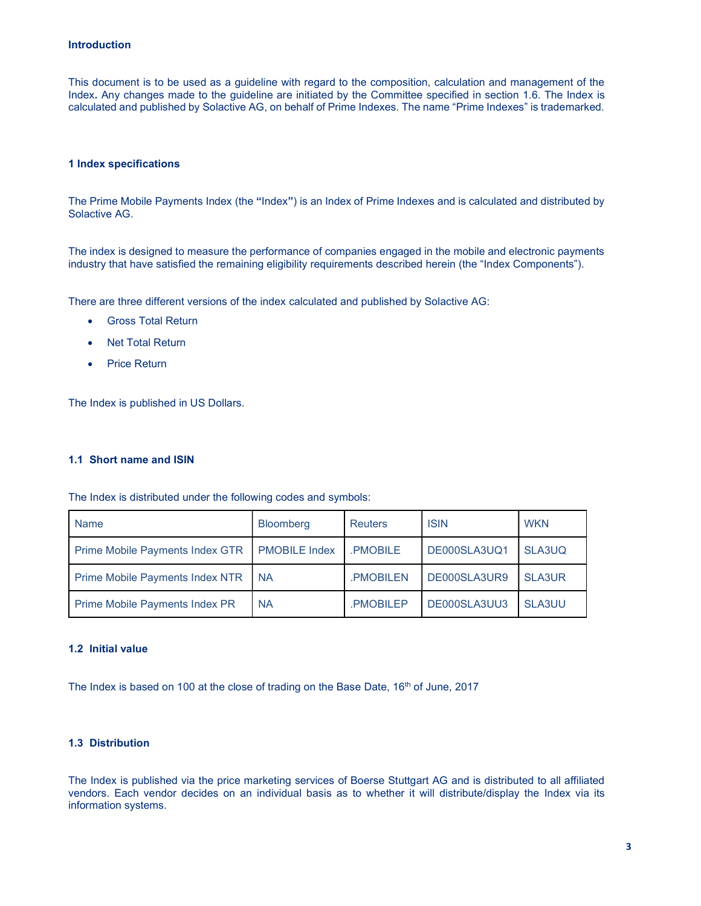## Introduction

This document is to be used as a guideline with regard to the composition, calculation and management of the Index**.** Any changes made to the guideline are initiated by the Committee specified in section 1.6. The Index is calculated and published by Solactive AG, on behalf of Prime Indexes. The name "Prime Indexes" is trademarked.

## 1 Index specifications

The Prime Mobile Payments Index (the **"**Index**"**) is an Index of Prime Indexes and is calculated and distributed by Solactive AG.

The index is designed to measure the performance of companies engaged in the mobile and electronic payments industry that have satisfied the remaining eligibility requirements described herein (the "Index Components").

There are three different versions of the index calculated and published by Solactive AG:

- Gross Total Return
- Net Total Return
- Price Return

The Index is published in US Dollars.

### 1.1 Short name and ISIN

The Index is distributed under the following codes and symbols:

| Name | Bloomberg | Reuters | ISIN | WKN |
|---|---|---|---|---|
| Prime Mobile Payments Index GTR | PMOBILE Index | .PMOBILE | DE000SLA3UQ1 | SLA3UQ |
| Prime Mobile Payments Index NTR | NA | .PMOBILEN | DE000SLA3UR9 | SLA3UR |
| Prime Mobile Payments Index PR | NA | .PMOBILEP | DE000SLA3UU3 | SLA3UU |

### 1.2 Initial value

The Index is based on 100 at the close of trading on the Base Date, 16th of June, 2017

### 1.3 Distribution

The Index is published via the price marketing services of Boerse Stuttgart AG and is distributed to all affiliated vendors. Each vendor decides on an individual basis as to whether it will distribute/display the Index via its information systems.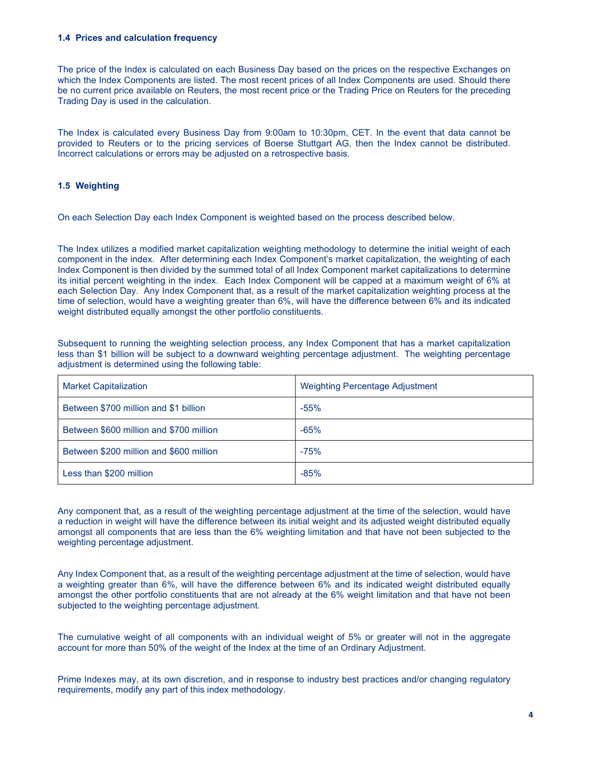### 1.4 Prices and calculation frequency

The price of the Index is calculated on each Business Day based on the prices on the respective Exchanges on which the Index Components are listed. The most recent prices of all Index Components are used. Should there be no current price available on Reuters, the most recent price or the Trading Price on Reuters for the preceding Trading Day is used in the calculation.

The Index is calculated every Business Day from 9:00am to 10:30pm, CET. In the event that data cannot be provided to Reuters or to the pricing services of Boerse Stuttgart AG, then the Index cannot be distributed. Incorrect calculations or errors may be adjusted on a retrospective basis.

### 1.5 Weighting

On each Selection Day each Index Component is weighted based on the process described below.

The Index utilizes a modified market capitalization weighting methodology to determine the initial weight of each component in the index. After determining each Index Component's market capitalization, the weighting of each Index Component is then divided by the summed total of all Index Component market capitalizations to determine its initial percent weighting in the index. Each Index Component will be capped at a maximum weight of 6% at each Selection Day. Any Index Component that, as a result of the market capitalization weighting process at the time of selection, would have a weighting greater than 6%, will have the difference between 6% and its indicated weight distributed equally amongst the other portfolio constituents.

Subsequent to running the weighting selection process, any Index Component that has a market capitalization less than $1 billion will be subject to a downward weighting percentage adjustment. The weighting percentage adjustment is determined using the following table:

| Market Capitalization | Weighting Percentage Adjustment |
|---|---|
| Between $700 million and $1 billion | -55% |
| Between $600 million and $700 million | -65% |
| Between $200 million and $600 million | -75% |
| Less than $200 million | -85% |

Any component that, as a result of the weighting percentage adjustment at the time of the selection, would have a reduction in weight will have the difference between its initial weight and its adjusted weight distributed equally amongst all components that are less than the 6% weighting limitation and that have not been subjected to the weighting percentage adjustment.

Any Index Component that, as a result of the weighting percentage adjustment at the time of selection, would have a weighting greater than 6%, will have the difference between 6% and its indicated weight distributed equally amongst the other portfolio constituents that are not already at the 6% weight limitation and that have not been subjected to the weighting percentage adjustment.

The cumulative weight of all components with an individual weight of 5% or greater will not in the aggregate account for more than 50% of the weight of the Index at the time of an Ordinary Adjustment.

Prime Indexes may, at its own discretion, and in response to industry best practices and/or changing regulatory requirements, modify any part of this index methodology.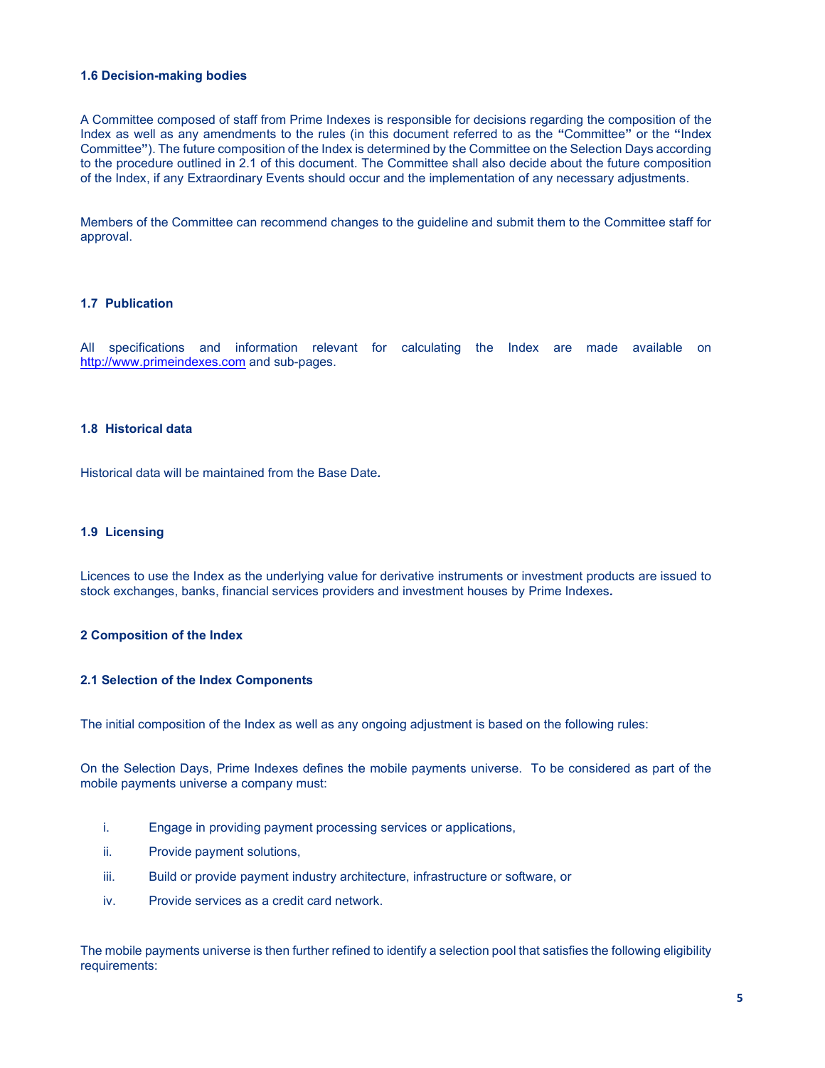### 1.6 Decision-making bodies

A Committee composed of staff from Prime Indexes is responsible for decisions regarding the composition of the Index as well as any amendments to the rules (in this document referred to as the **"**Committee**"** or the **"**Index Committee**"**). The future composition of the Index is determined by the Committee on the Selection Days according to the procedure outlined in 2.1 of this document. The Committee shall also decide about the future composition of the Index, if any Extraordinary Events should occur and the implementation of any necessary adjustments.

Members of the Committee can recommend changes to the guideline and submit them to the Committee staff for approval.

### 1.7 Publication

All specifications and information relevant for calculating the Index are made available on http://www.primeindexes.com and sub-pages.

### 1.8 Historical data

Historical data will be maintained from the Base Date**.**

### 1.9 Licensing

Licences to use the Index as the underlying value for derivative instruments or investment products are issued to stock exchanges, banks, financial services providers and investment houses by Prime Indexes**.**

## 2 Composition of the Index

### 2.1 Selection of the Index Components

The initial composition of the Index as well as any ongoing adjustment is based on the following rules:

On the Selection Days, Prime Indexes defines the mobile payments universe. To be considered as part of the mobile payments universe a company must:

i. Engage in providing payment processing services or applications,

ii. Provide payment solutions,

iii. Build or provide payment industry architecture, infrastructure or software, or

iv. Provide services as a credit card network.

The mobile payments universe is then further refined to identify a selection pool that satisfies the following eligibility requirements: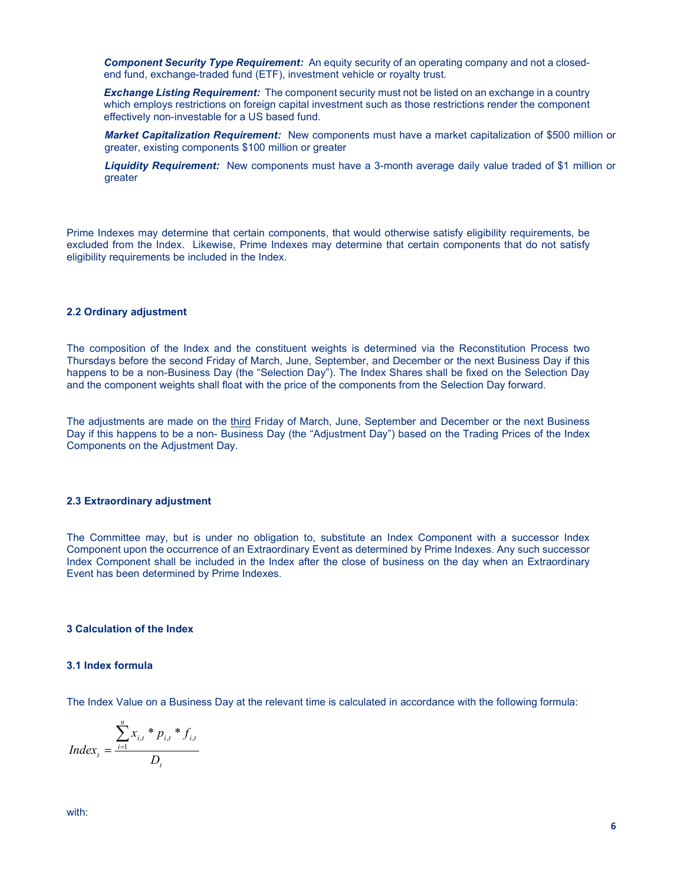***Component Security Type Requirement:*** An equity security of an operating company and not a closed-end fund, exchange-traded fund (ETF), investment vehicle or royalty trust.

***Exchange Listing Requirement:*** The component security must not be listed on an exchange in a country which employs restrictions on foreign capital investment such as those restrictions render the component effectively non-investable for a US based fund.

***Market Capitalization Requirement:*** New components must have a market capitalization of $500 million or greater, existing components $100 million or greater

***Liquidity Requirement:*** New components must have a 3-month average daily value traded of $1 million or greater

Prime Indexes may determine that certain components, that would otherwise satisfy eligibility requirements, be excluded from the Index. Likewise, Prime Indexes may determine that certain components that do not satisfy eligibility requirements be included in the Index.

### 2.2 Ordinary adjustment

The composition of the Index and the constituent weights is determined via the Reconstitution Process two Thursdays before the second Friday of March, June, September, and December or the next Business Day if this happens to be a non-Business Day (the "Selection Day"). The Index Shares shall be fixed on the Selection Day and the component weights shall float with the price of the components from the Selection Day forward.

The adjustments are made on the third Friday of March, June, September and December or the next Business Day if this happens to be a non- Business Day (the "Adjustment Day") based on the Trading Prices of the Index Components on the Adjustment Day.

### 2.3 Extraordinary adjustment

The Committee may, but is under no obligation to, substitute an Index Component with a successor Index Component upon the occurrence of an Extraordinary Event as determined by Prime Indexes. Any such successor Index Component shall be included in the Index after the close of business on the day when an Extraordinary Event has been determined by Prime Indexes.

## 3 Calculation of the Index

### 3.1 Index formula

The Index Value on a Business Day at the relevant time is calculated in accordance with the following formula:

$$Index_t = \frac{\sum_{i=1}^{n} x_{i,t} * p_{i,t} * f_{i,t}}{D_t}$$

with: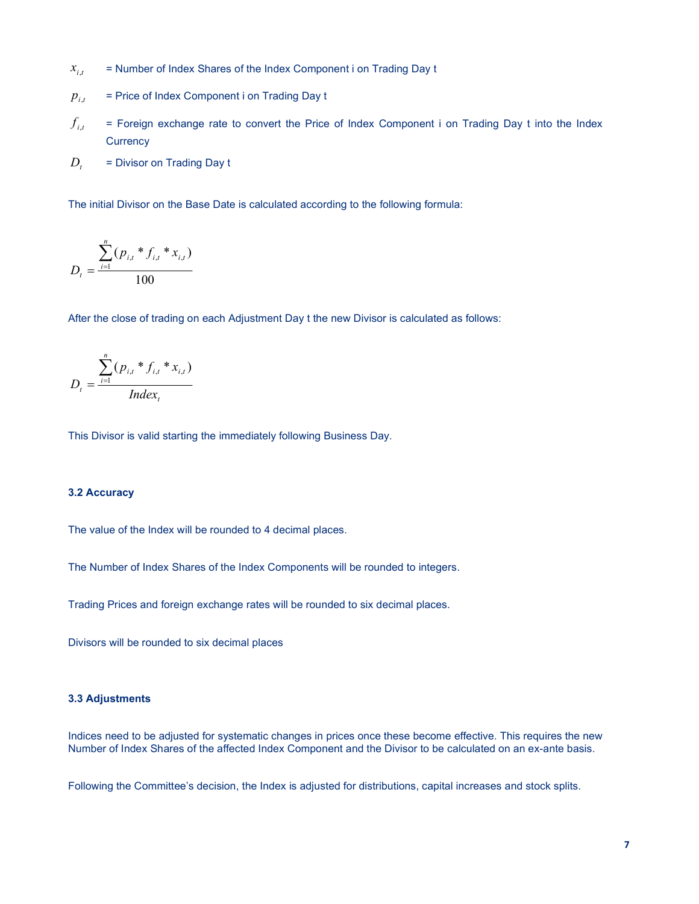$x_{i,t}$ = Number of Index Shares of the Index Component i on Trading Day t

$p_{i,t}$ = Price of Index Component i on Trading Day t

$f_{i,t}$ = Foreign exchange rate to convert the Price of Index Component i on Trading Day t into the Index Currency

$D_t$ = Divisor on Trading Day t

The initial Divisor on the Base Date is calculated according to the following formula:

$$D_t = \frac{\sum_{i=1}^{n}(p_{i,t} * f_{i,t} * x_{i,t})}{100}$$

After the close of trading on each Adjustment Day t the new Divisor is calculated as follows:

$$D_t = \frac{\sum_{i=1}^{n}(p_{i,t} * f_{i,t} * x_{i,t})}{Index_t}$$

This Divisor is valid starting the immediately following Business Day.

### 3.2 Accuracy

The value of the Index will be rounded to 4 decimal places.

The Number of Index Shares of the Index Components will be rounded to integers.

Trading Prices and foreign exchange rates will be rounded to six decimal places.

Divisors will be rounded to six decimal places

### 3.3 Adjustments

Indices need to be adjusted for systematic changes in prices once these become effective. This requires the new Number of Index Shares of the affected Index Component and the Divisor to be calculated on an ex-ante basis.

Following the Committee's decision, the Index is adjusted for distributions, capital increases and stock splits.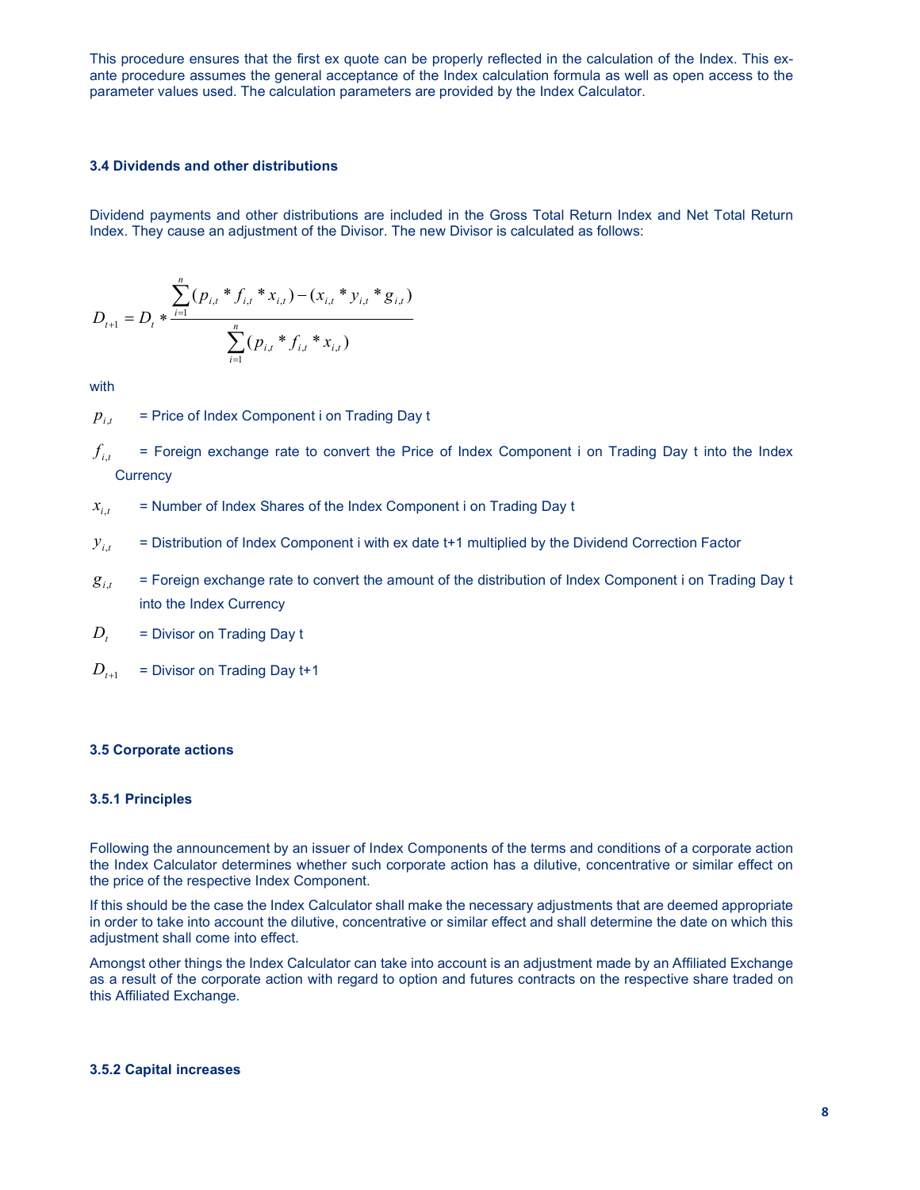This procedure ensures that the first ex quote can be properly reflected in the calculation of the Index. This ex-ante procedure assumes the general acceptance of the Index calculation formula as well as open access to the parameter values used. The calculation parameters are provided by the Index Calculator.

### 3.4 Dividends and other distributions

Dividend payments and other distributions are included in the Gross Total Return Index and Net Total Return Index. They cause an adjustment of the Divisor. The new Divisor is calculated as follows:

$$D_{t+1} = D_t * \frac{\sum_{i=1}^{n}(p_{i,t} * f_{i,t} * x_{i,t}) - (x_{i,t} * y_{i,t} * g_{i,t})}{\sum_{i=1}^{n}(p_{i,t} * f_{i,t} * x_{i,t})}$$

with

$p_{i,t}$ = Price of Index Component i on Trading Day t

$f_{i,t}$ = Foreign exchange rate to convert the Price of Index Component i on Trading Day t into the Index Currency

$x_{i,t}$ = Number of Index Shares of the Index Component i on Trading Day t

$y_{i,t}$ = Distribution of Index Component i with ex date t+1 multiplied by the Dividend Correction Factor

$g_{i,t}$ = Foreign exchange rate to convert the amount of the distribution of Index Component i on Trading Day t into the Index Currency

$D_t$ = Divisor on Trading Day t

$D_{t+1}$ = Divisor on Trading Day t+1

### 3.5 Corporate actions

#### 3.5.1 Principles

Following the announcement by an issuer of Index Components of the terms and conditions of a corporate action the Index Calculator determines whether such corporate action has a dilutive, concentrative or similar effect on the price of the respective Index Component.

If this should be the case the Index Calculator shall make the necessary adjustments that are deemed appropriate in order to take into account the dilutive, concentrative or similar effect and shall determine the date on which this adjustment shall come into effect.

Amongst other things the Index Calculator can take into account is an adjustment made by an Affiliated Exchange as a result of the corporate action with regard to option and futures contracts on the respective share traded on this Affiliated Exchange.

#### 3.5.2 Capital increases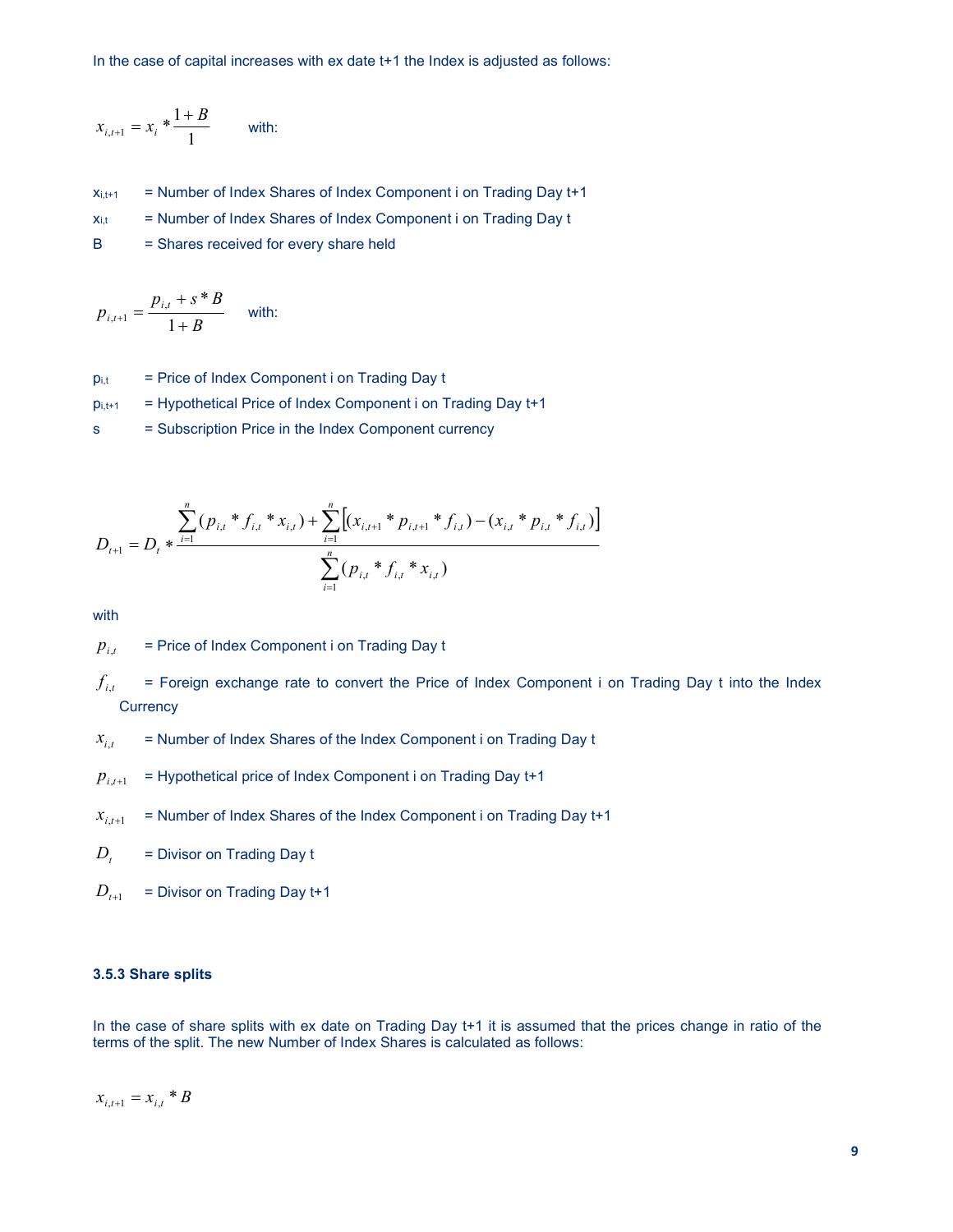In the case of capital increases with ex date t+1 the Index is adjusted as follows:

$$x_{i,t+1} = x_i * \frac{1+B}{1} \quad \text{with:}$$

$x_{i,t+1}$ = Number of Index Shares of Index Component i on Trading Day t+1

$x_{i,t}$ = Number of Index Shares of Index Component i on Trading Day t

B = Shares received for every share held

$$p_{i,t+1} = \frac{p_{i,t} + s * B}{1+B} \quad \text{with:}$$

$p_{i,t}$ = Price of Index Component i on Trading Day t

$p_{i,t+1}$ = Hypothetical Price of Index Component i on Trading Day t+1

s = Subscription Price in the Index Component currency

$$D_{t+1} = D_t * \frac{\sum_{i=1}^{n}(p_{i,t} * f_{i,t} * x_{i,t}) + \sum_{i=1}^{n}\left[(x_{i,t+1} * p_{i,t+1} * f_{i,t}) - (x_{i,t} * p_{i,t} * f_{i,t})\right]}{\sum_{i=1}^{n}(p_{i,t} * f_{i,t} * x_{i,t})}$$

with

$p_{i,t}$ = Price of Index Component i on Trading Day t

$f_{i,t}$ = Foreign exchange rate to convert the Price of Index Component i on Trading Day t into the Index Currency

$x_{i,t}$ = Number of Index Shares of the Index Component i on Trading Day t

$p_{i,t+1}$ = Hypothetical price of Index Component i on Trading Day t+1

$x_{i,t+1}$ = Number of Index Shares of the Index Component i on Trading Day t+1

$D_t$ = Divisor on Trading Day t

$D_{t+1}$ = Divisor on Trading Day t+1

### 3.5.3 Share splits

In the case of share splits with ex date on Trading Day t+1 it is assumed that the prices change in ratio of the terms of the split. The new Number of Index Shares is calculated as follows:

$$x_{i,t+1} = x_{i,t} * B$$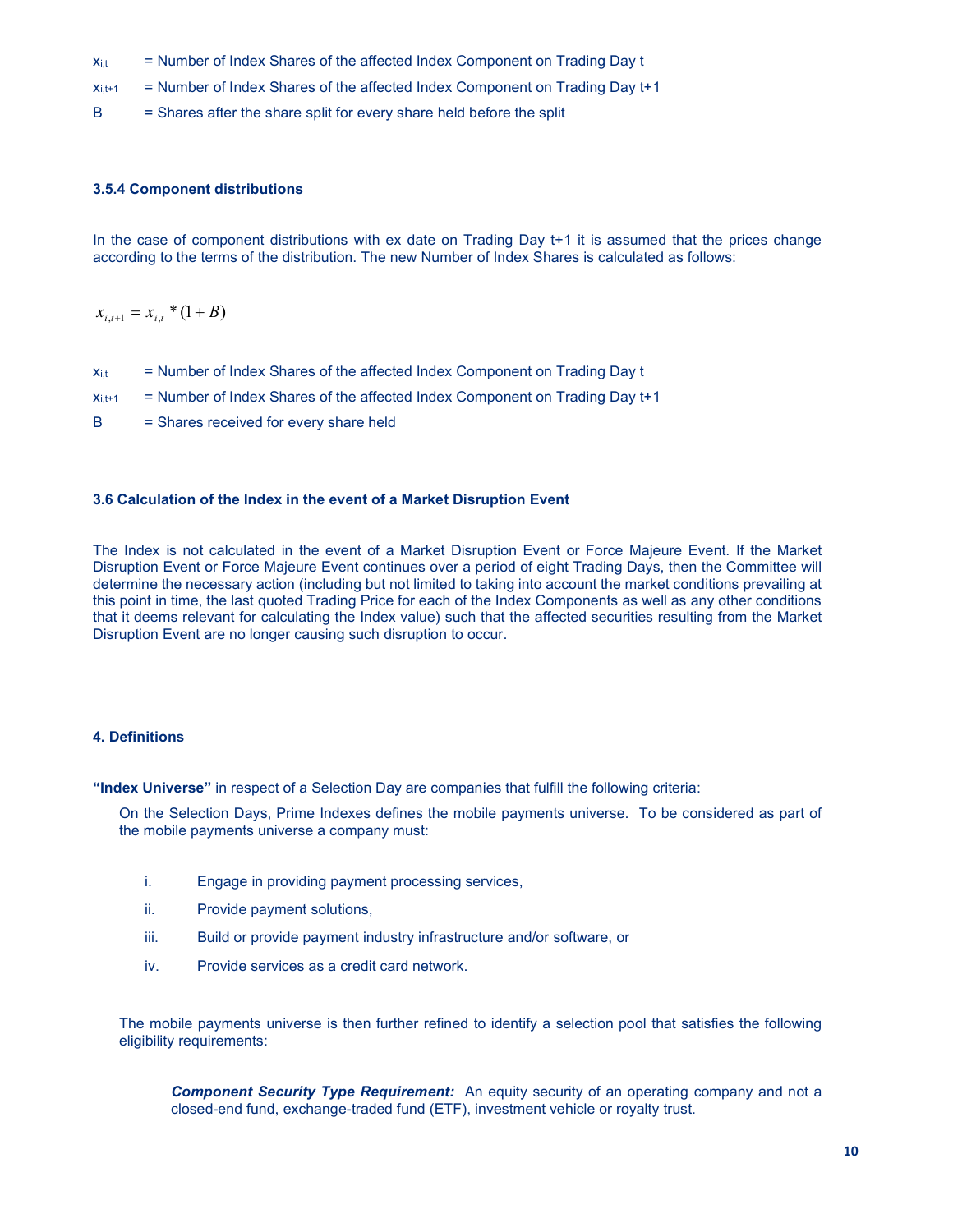$x_{i,t}$ = Number of Index Shares of the affected Index Component on Trading Day t

$x_{i,t+1}$ = Number of Index Shares of the affected Index Component on Trading Day t+1

B = Shares after the share split for every share held before the split

### 3.5.4 Component distributions

In the case of component distributions with ex date on Trading Day t+1 it is assumed that the prices change according to the terms of the distribution. The new Number of Index Shares is calculated as follows:

$$x_{i,t+1} = x_{i,t} * (1 + B)$$

$x_{i,t}$ = Number of Index Shares of the affected Index Component on Trading Day t

$x_{i,t+1}$ = Number of Index Shares of the affected Index Component on Trading Day t+1

B = Shares received for every share held

### 3.6 Calculation of the Index in the event of a Market Disruption Event

The Index is not calculated in the event of a Market Disruption Event or Force Majeure Event. If the Market Disruption Event or Force Majeure Event continues over a period of eight Trading Days, then the Committee will determine the necessary action (including but not limited to taking into account the market conditions prevailing at this point in time, the last quoted Trading Price for each of the Index Components as well as any other conditions that it deems relevant for calculating the Index value) such that the affected securities resulting from the Market Disruption Event are no longer causing such disruption to occur.

## 4. Definitions

**"Index Universe"** in respect of a Selection Day are companies that fulfill the following criteria:

On the Selection Days, Prime Indexes defines the mobile payments universe. To be considered as part of the mobile payments universe a company must:

i. Engage in providing payment processing services,

ii. Provide payment solutions,

iii. Build or provide payment industry infrastructure and/or software, or

iv. Provide services as a credit card network.

The mobile payments universe is then further refined to identify a selection pool that satisfies the following eligibility requirements:

***Component Security Type Requirement:*** An equity security of an operating company and not a closed-end fund, exchange-traded fund (ETF), investment vehicle or royalty trust.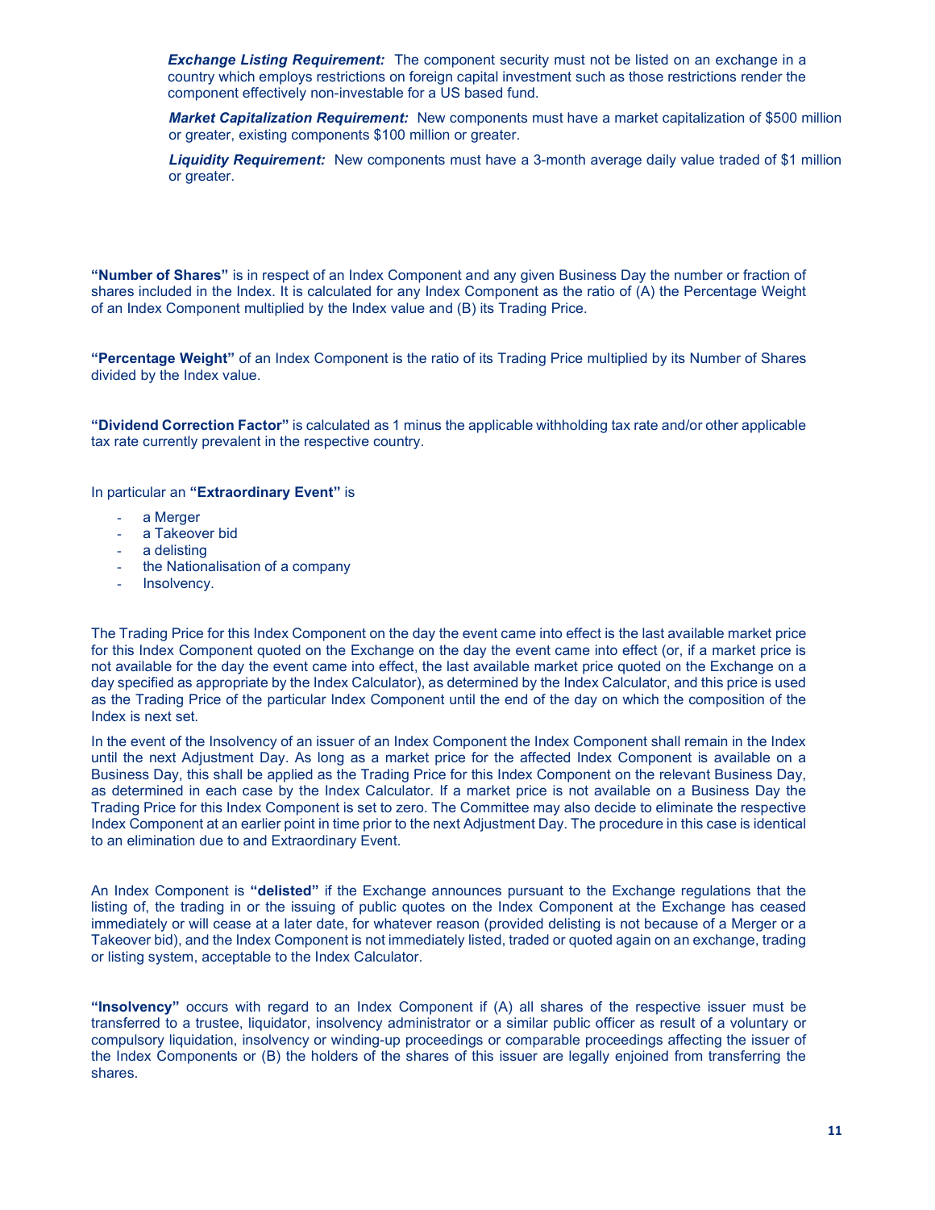***Exchange Listing Requirement:*** The component security must not be listed on an exchange in a country which employs restrictions on foreign capital investment such as those restrictions render the component effectively non-investable for a US based fund.

***Market Capitalization Requirement:*** New components must have a market capitalization of $500 million or greater, existing components $100 million or greater.

***Liquidity Requirement:*** New components must have a 3-month average daily value traded of $1 million or greater.

**"Number of Shares"** is in respect of an Index Component and any given Business Day the number or fraction of shares included in the Index. It is calculated for any Index Component as the ratio of (A) the Percentage Weight of an Index Component multiplied by the Index value and (B) its Trading Price.

**"Percentage Weight"** of an Index Component is the ratio of its Trading Price multiplied by its Number of Shares divided by the Index value.

**"Dividend Correction Factor"** is calculated as 1 minus the applicable withholding tax rate and/or other applicable tax rate currently prevalent in the respective country.

In particular an **"Extraordinary Event"** is

- a Merger
- a Takeover bid
- a delisting
- the Nationalisation of a company
- Insolvency.

The Trading Price for this Index Component on the day the event came into effect is the last available market price for this Index Component quoted on the Exchange on the day the event came into effect (or, if a market price is not available for the day the event came into effect, the last available market price quoted on the Exchange on a day specified as appropriate by the Index Calculator), as determined by the Index Calculator, and this price is used as the Trading Price of the particular Index Component until the end of the day on which the composition of the Index is next set.

In the event of the Insolvency of an issuer of an Index Component the Index Component shall remain in the Index until the next Adjustment Day. As long as a market price for the affected Index Component is available on a Business Day, this shall be applied as the Trading Price for this Index Component on the relevant Business Day, as determined in each case by the Index Calculator. If a market price is not available on a Business Day the Trading Price for this Index Component is set to zero. The Committee may also decide to eliminate the respective Index Component at an earlier point in time prior to the next Adjustment Day. The procedure in this case is identical to an elimination due to and Extraordinary Event.

An Index Component is **"delisted"** if the Exchange announces pursuant to the Exchange regulations that the listing of, the trading in or the issuing of public quotes on the Index Component at the Exchange has ceased immediately or will cease at a later date, for whatever reason (provided delisting is not because of a Merger or a Takeover bid), and the Index Component is not immediately listed, traded or quoted again on an exchange, trading or listing system, acceptable to the Index Calculator.

**"Insolvency"** occurs with regard to an Index Component if (A) all shares of the respective issuer must be transferred to a trustee, liquidator, insolvency administrator or a similar public officer as result of a voluntary or compulsory liquidation, insolvency or winding-up proceedings or comparable proceedings affecting the issuer of the Index Components or (B) the holders of the shares of this issuer are legally enjoined from transferring the shares.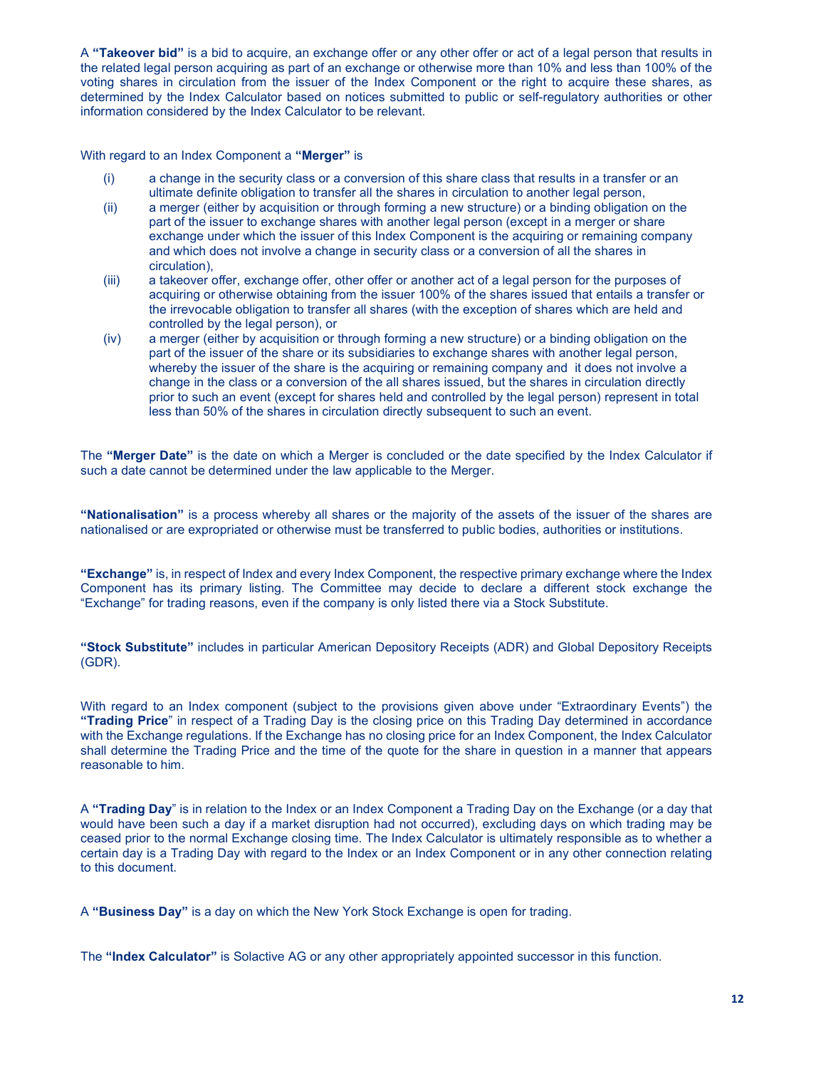A **"Takeover bid"** is a bid to acquire, an exchange offer or any other offer or act of a legal person that results in the related legal person acquiring as part of an exchange or otherwise more than 10% and less than 100% of the voting shares in circulation from the issuer of the Index Component or the right to acquire these shares, as determined by the Index Calculator based on notices submitted to public or self-regulatory authorities or other information considered by the Index Calculator to be relevant.

With regard to an Index Component a **"Merger"** is

(i) a change in the security class or a conversion of this share class that results in a transfer or an ultimate definite obligation to transfer all the shares in circulation to another legal person,

(ii) a merger (either by acquisition or through forming a new structure) or a binding obligation on the part of the issuer to exchange shares with another legal person (except in a merger or share exchange under which the issuer of this Index Component is the acquiring or remaining company and which does not involve a change in security class or a conversion of all the shares in circulation),

(iii) a takeover offer, exchange offer, other offer or another act of a legal person for the purposes of acquiring or otherwise obtaining from the issuer 100% of the shares issued that entails a transfer or the irrevocable obligation to transfer all shares (with the exception of shares which are held and controlled by the legal person), or

(iv) a merger (either by acquisition or through forming a new structure) or a binding obligation on the part of the issuer of the share or its subsidiaries to exchange shares with another legal person, whereby the issuer of the share is the acquiring or remaining company and it does not involve a change in the class or a conversion of the all shares issued, but the shares in circulation directly prior to such an event (except for shares held and controlled by the legal person) represent in total less than 50% of the shares in circulation directly subsequent to such an event.

The **"Merger Date"** is the date on which a Merger is concluded or the date specified by the Index Calculator if such a date cannot be determined under the law applicable to the Merger.

**"Nationalisation"** is a process whereby all shares or the majority of the assets of the issuer of the shares are nationalised or are expropriated or otherwise must be transferred to public bodies, authorities or institutions.

**"Exchange"** is, in respect of Index and every Index Component, the respective primary exchange where the Index Component has its primary listing. The Committee may decide to declare a different stock exchange the "Exchange" for trading reasons, even if the company is only listed there via a Stock Substitute.

**"Stock Substitute"** includes in particular American Depository Receipts (ADR) and Global Depository Receipts (GDR).

With regard to an Index component (subject to the provisions given above under "Extraordinary Events") the **"Trading Price"** in respect of a Trading Day is the closing price on this Trading Day determined in accordance with the Exchange regulations. If the Exchange has no closing price for an Index Component, the Index Calculator shall determine the Trading Price and the time of the quote for the share in question in a manner that appears reasonable to him.

A **"Trading Day"** is in relation to the Index or an Index Component a Trading Day on the Exchange (or a day that would have been such a day if a market disruption had not occurred), excluding days on which trading may be ceased prior to the normal Exchange closing time. The Index Calculator is ultimately responsible as to whether a certain day is a Trading Day with regard to the Index or an Index Component or in any other connection relating to this document.

A **"Business Day"** is a day on which the New York Stock Exchange is open for trading.

The **"Index Calculator"** is Solactive AG or any other appropriately appointed successor in this function.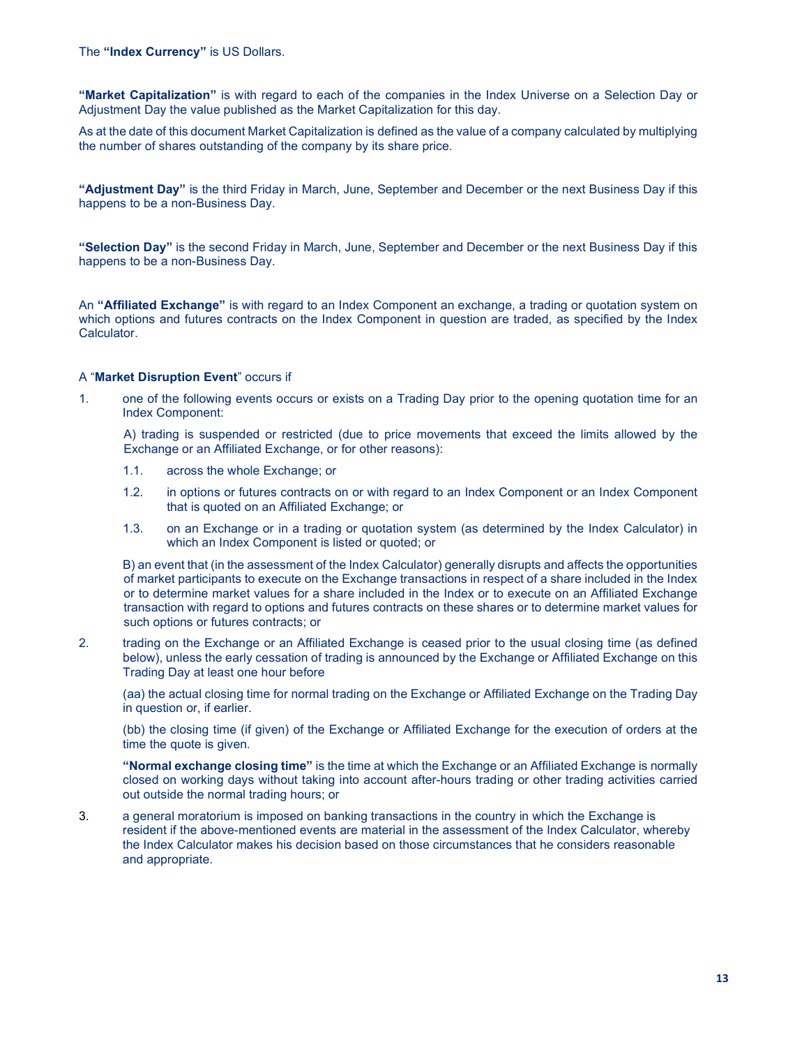The **"Index Currency"** is US Dollars.

**"Market Capitalization"** is with regard to each of the companies in the Index Universe on a Selection Day or Adjustment Day the value published as the Market Capitalization for this day.

As at the date of this document Market Capitalization is defined as the value of a company calculated by multiplying the number of shares outstanding of the company by its share price.

**"Adjustment Day"** is the third Friday in March, June, September and December or the next Business Day if this happens to be a non-Business Day.

**"Selection Day"** is the second Friday in March, June, September and December or the next Business Day if this happens to be a non-Business Day.

An **"Affiliated Exchange"** is with regard to an Index Component an exchange, a trading or quotation system on which options and futures contracts on the Index Component in question are traded, as specified by the Index Calculator.

A "**Market Disruption Event**" occurs if

1. one of the following events occurs or exists on a Trading Day prior to the opening quotation time for an Index Component:

   A) trading is suspended or restricted (due to price movements that exceed the limits allowed by the Exchange or an Affiliated Exchange, or for other reasons):

   1.1. across the whole Exchange; or

   1.2. in options or futures contracts on or with regard to an Index Component or an Index Component that is quoted on an Affiliated Exchange; or

   1.3. on an Exchange or in a trading or quotation system (as determined by the Index Calculator) in which an Index Component is listed or quoted; or

   B) an event that (in the assessment of the Index Calculator) generally disrupts and affects the opportunities of market participants to execute on the Exchange transactions in respect of a share included in the Index or to determine market values for a share included in the Index or to execute on an Affiliated Exchange transaction with regard to options and futures contracts on these shares or to determine market values for such options or futures contracts; or

2. trading on the Exchange or an Affiliated Exchange is ceased prior to the usual closing time (as defined below), unless the early cessation of trading is announced by the Exchange or Affiliated Exchange on this Trading Day at least one hour before

   (aa) the actual closing time for normal trading on the Exchange or Affiliated Exchange on the Trading Day in question or, if earlier.

   (bb) the closing time (if given) of the Exchange or Affiliated Exchange for the execution of orders at the time the quote is given.

   **"Normal exchange closing time"** is the time at which the Exchange or an Affiliated Exchange is normally closed on working days without taking into account after-hours trading or other trading activities carried out outside the normal trading hours; or

3. a general moratorium is imposed on banking transactions in the country in which the Exchange is resident if the above-mentioned events are material in the assessment of the Index Calculator, whereby the Index Calculator makes his decision based on those circumstances that he considers reasonable and appropriate.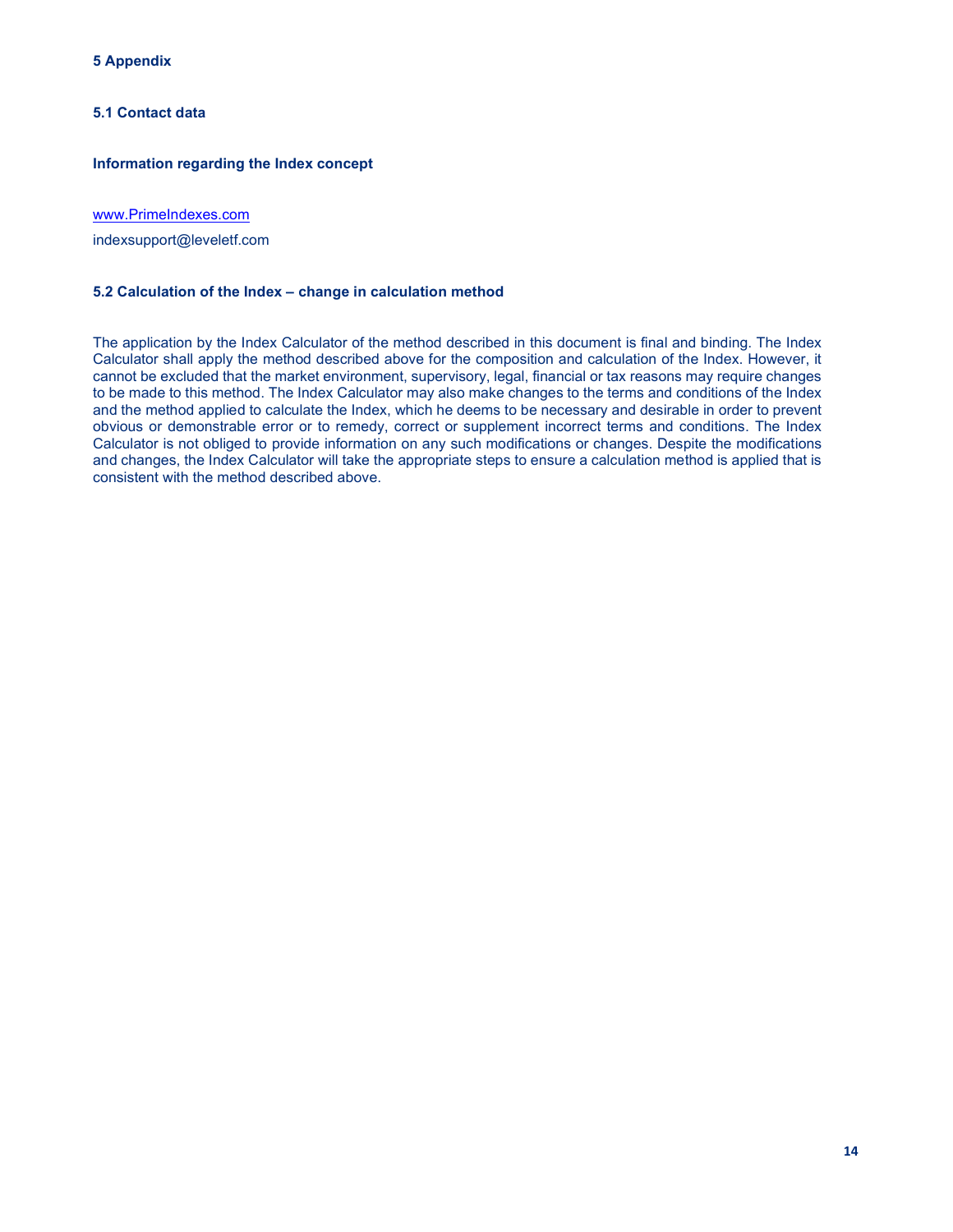## 5 Appendix

### 5.1 Contact data

**Information regarding the Index concept**

www.PrimeIndexes.com

indexsupport@leveletf.com

### 5.2 Calculation of the Index – change in calculation method

The application by the Index Calculator of the method described in this document is final and binding. The Index Calculator shall apply the method described above for the composition and calculation of the Index. However, it cannot be excluded that the market environment, supervisory, legal, financial or tax reasons may require changes to be made to this method. The Index Calculator may also make changes to the terms and conditions of the Index and the method applied to calculate the Index, which he deems to be necessary and desirable in order to prevent obvious or demonstrable error or to remedy, correct or supplement incorrect terms and conditions. The Index Calculator is not obliged to provide information on any such modifications or changes. Despite the modifications and changes, the Index Calculator will take the appropriate steps to ensure a calculation method is applied that is consistent with the method described above.